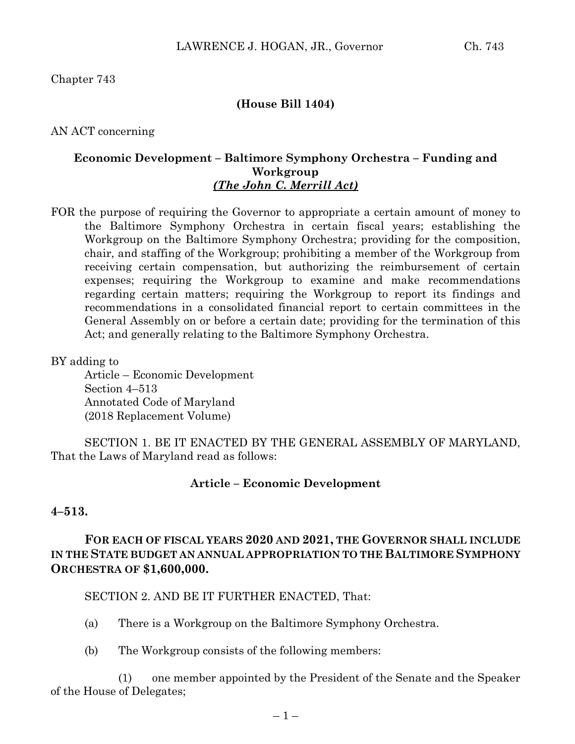Chapter 743

**(House Bill 1404)**

AN ACT concerning

**Economic Development – Baltimore Symphony Orchestra – Funding and Workgroup**
***(The John C. Merrill Act)***

FOR the purpose of requiring the Governor to appropriate a certain amount of money to the Baltimore Symphony Orchestra in certain fiscal years; establishing the Workgroup on the Baltimore Symphony Orchestra; providing for the composition, chair, and staffing of the Workgroup; prohibiting a member of the Workgroup from receiving certain compensation, but authorizing the reimbursement of certain expenses; requiring the Workgroup to examine and make recommendations regarding certain matters; requiring the Workgroup to report its findings and recommendations in a consolidated financial report to certain committees in the General Assembly on or before a certain date; providing for the termination of this Act; and generally relating to the Baltimore Symphony Orchestra.

BY adding to
Article – Economic Development
Section 4–513
Annotated Code of Maryland
(2018 Replacement Volume)

SECTION 1. BE IT ENACTED BY THE GENERAL ASSEMBLY OF MARYLAND, That the Laws of Maryland read as follows:

**Article – Economic Development**

**4–513.**

**FOR EACH OF FISCAL YEARS 2020 AND 2021, THE GOVERNOR SHALL INCLUDE IN THE STATE BUDGET AN ANNUAL APPROPRIATION TO THE BALTIMORE SYMPHONY ORCHESTRA OF $1,600,000.**

SECTION 2. AND BE IT FURTHER ENACTED, That:

(a) There is a Workgroup on the Baltimore Symphony Orchestra.

(b) The Workgroup consists of the following members:

(1) one member appointed by the President of the Senate and the Speaker of the House of Delegates;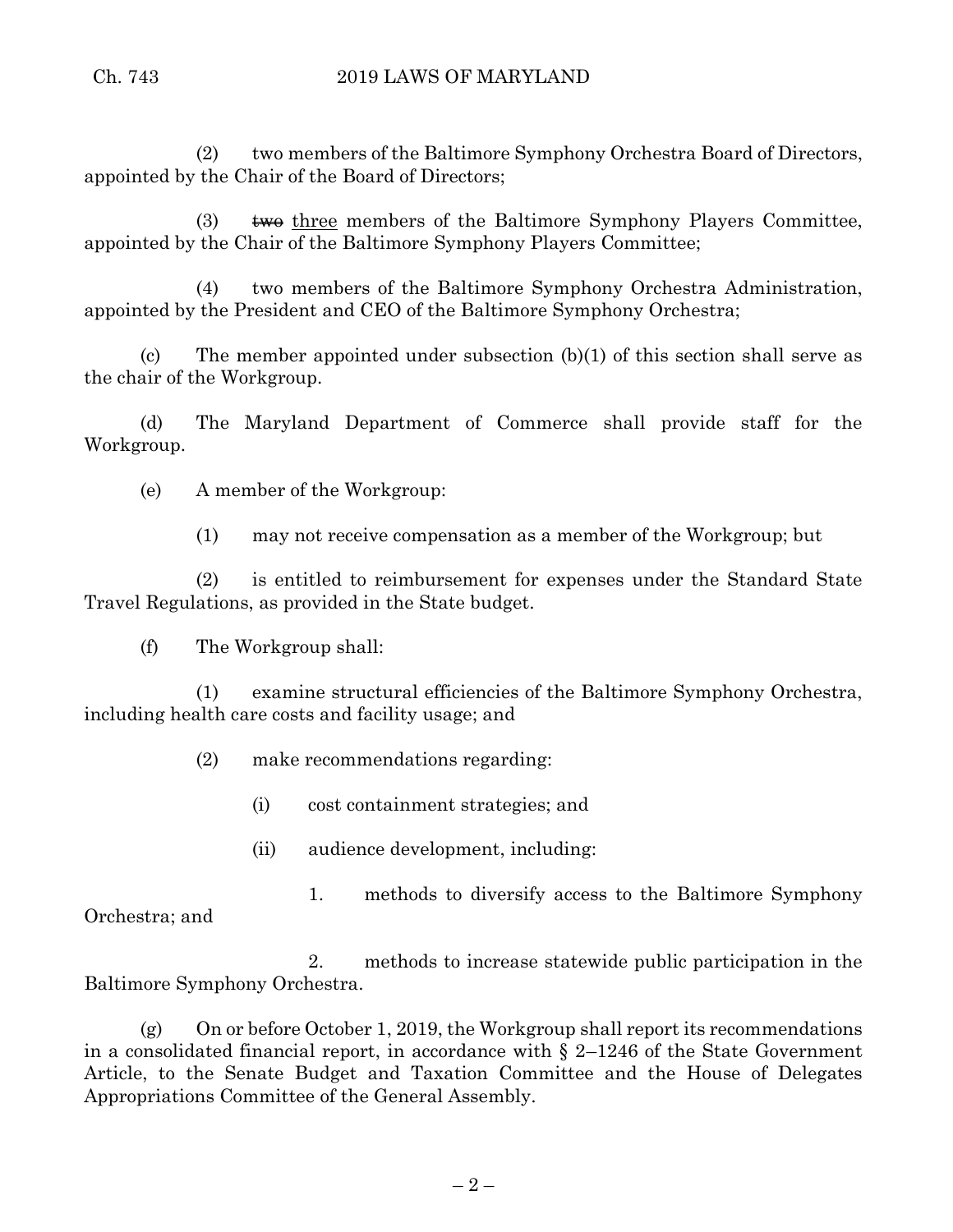(2) two members of the Baltimore Symphony Orchestra Board of Directors, appointed by the Chair of the Board of Directors;

(3) ~~two~~ <u>three</u> members of the Baltimore Symphony Players Committee, appointed by the Chair of the Baltimore Symphony Players Committee;

(4) two members of the Baltimore Symphony Orchestra Administration, appointed by the President and CEO of the Baltimore Symphony Orchestra;

(c) The member appointed under subsection (b)(1) of this section shall serve as the chair of the Workgroup.

(d) The Maryland Department of Commerce shall provide staff for the Workgroup.

(e) A member of the Workgroup:

(1) may not receive compensation as a member of the Workgroup; but

(2) is entitled to reimbursement for expenses under the Standard State Travel Regulations, as provided in the State budget.

(f) The Workgroup shall:

(1) examine structural efficiencies of the Baltimore Symphony Orchestra, including health care costs and facility usage; and

(2) make recommendations regarding:

(i) cost containment strategies; and

(ii) audience development, including:

1. methods to diversify access to the Baltimore Symphony Orchestra; and

2. methods to increase statewide public participation in the Baltimore Symphony Orchestra.

(g) On or before October 1, 2019, the Workgroup shall report its recommendations in a consolidated financial report, in accordance with § 2–1246 of the State Government Article, to the Senate Budget and Taxation Committee and the House of Delegates Appropriations Committee of the General Assembly.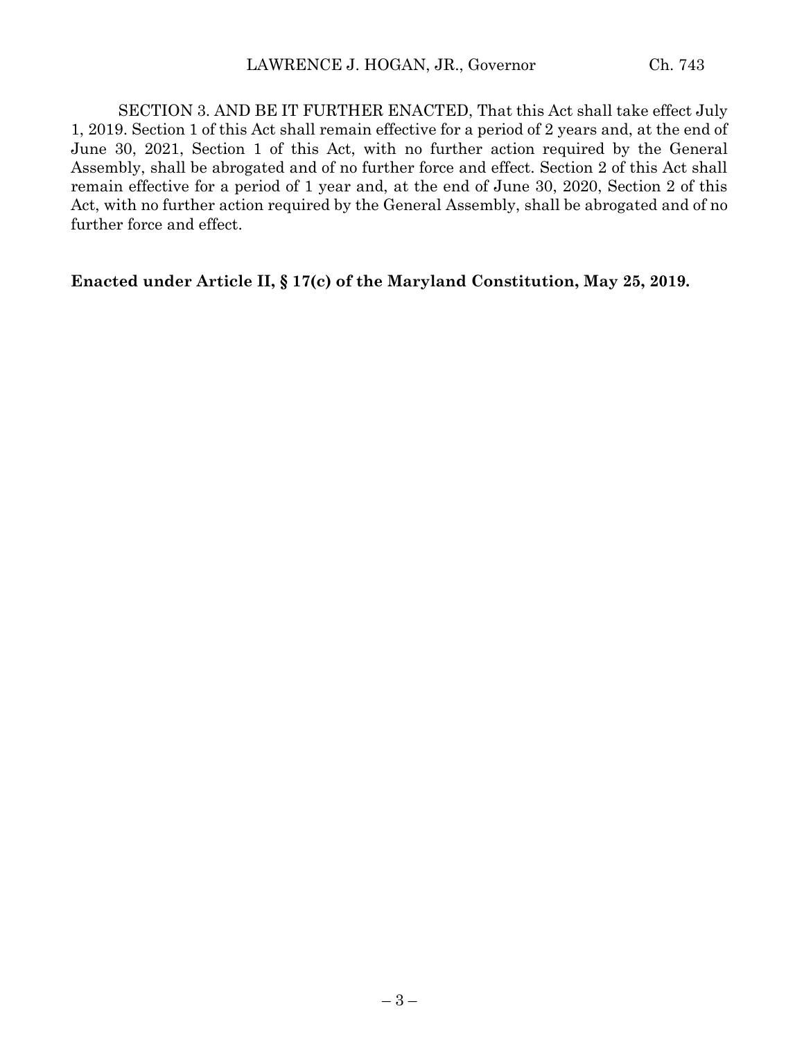SECTION 3. AND BE IT FURTHER ENACTED, That this Act shall take effect July 1, 2019. Section 1 of this Act shall remain effective for a period of 2 years and, at the end of June 30, 2021, Section 1 of this Act, with no further action required by the General Assembly, shall be abrogated and of no further force and effect. Section 2 of this Act shall remain effective for a period of 1 year and, at the end of June 30, 2020, Section 2 of this Act, with no further action required by the General Assembly, shall be abrogated and of no further force and effect.

**Enacted under Article II, § 17(c) of the Maryland Constitution, May 25, 2019.**